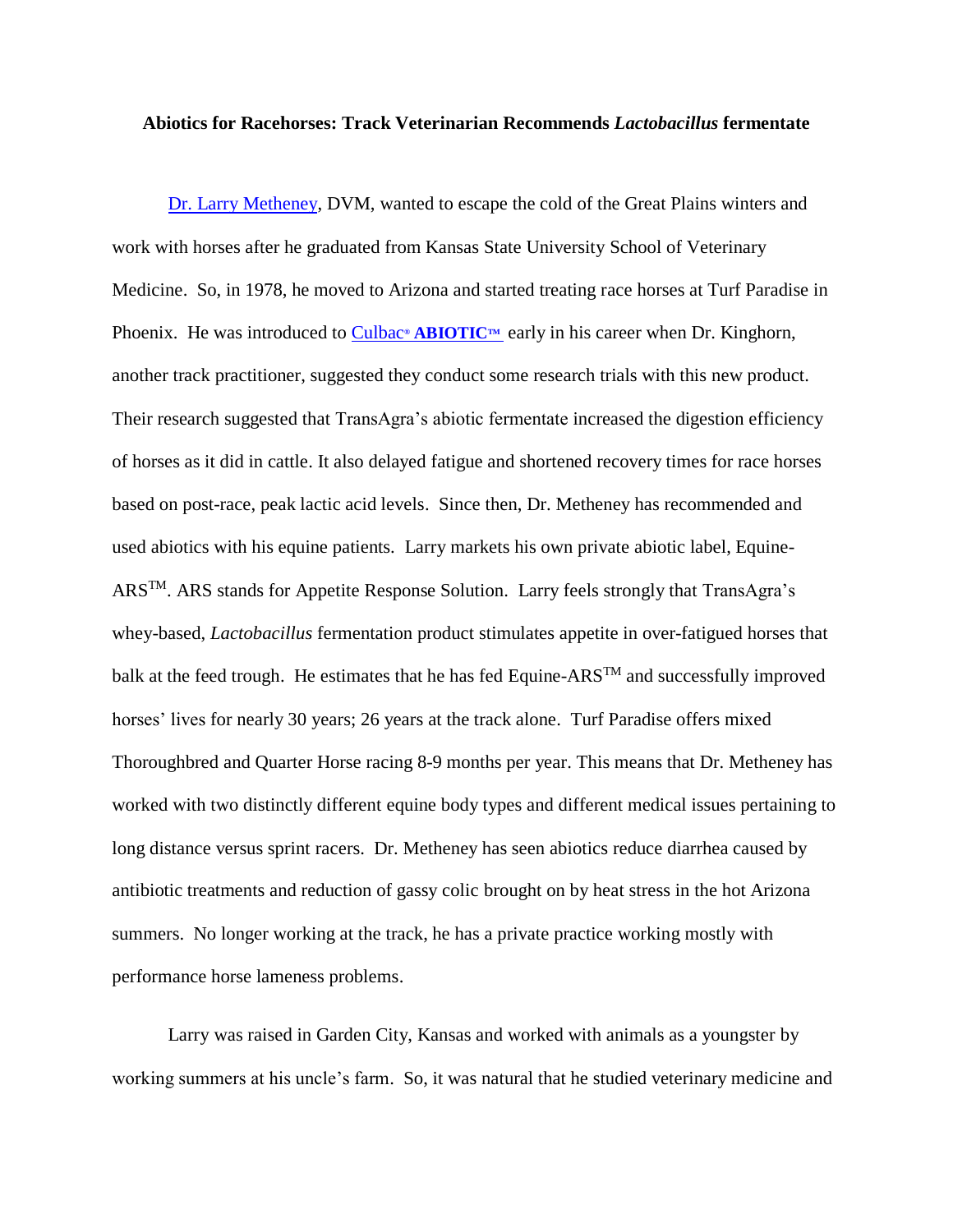**Abiotics for Racehorses: Track Veterinarian Recommends *Lactobacillus* fermentate**

Dr. Larry Metheney, DVM, wanted to escape the cold of the Great Plains winters and work with horses after he graduated from Kansas State University School of Veterinary Medicine. So, in 1978, he moved to Arizona and started treating race horses at Turf Paradise in Phoenix. He was introduced to Culbac® **ABIOTIC™** early in his career when Dr. Kinghorn, another track practitioner, suggested they conduct some research trials with this new product. Their research suggested that TransAgra's abiotic fermentate increased the digestion efficiency of horses as it did in cattle. It also delayed fatigue and shortened recovery times for race horses based on post-race, peak lactic acid levels. Since then, Dr. Metheney has recommended and used abiotics with his equine patients. Larry markets his own private abiotic label, Equine-ARS™. ARS stands for Appetite Response Solution. Larry feels strongly that TransAgra's whey-based, *Lactobacillus* fermentation product stimulates appetite in over-fatigued horses that balk at the feed trough. He estimates that he has fed Equine-ARS™ and successfully improved horses' lives for nearly 30 years; 26 years at the track alone. Turf Paradise offers mixed Thoroughbred and Quarter Horse racing 8-9 months per year. This means that Dr. Metheney has worked with two distinctly different equine body types and different medical issues pertaining to long distance versus sprint racers. Dr. Metheney has seen abiotics reduce diarrhea caused by antibiotic treatments and reduction of gassy colic brought on by heat stress in the hot Arizona summers. No longer working at the track, he has a private practice working mostly with performance horse lameness problems.

Larry was raised in Garden City, Kansas and worked with animals as a youngster by working summers at his uncle's farm. So, it was natural that he studied veterinary medicine and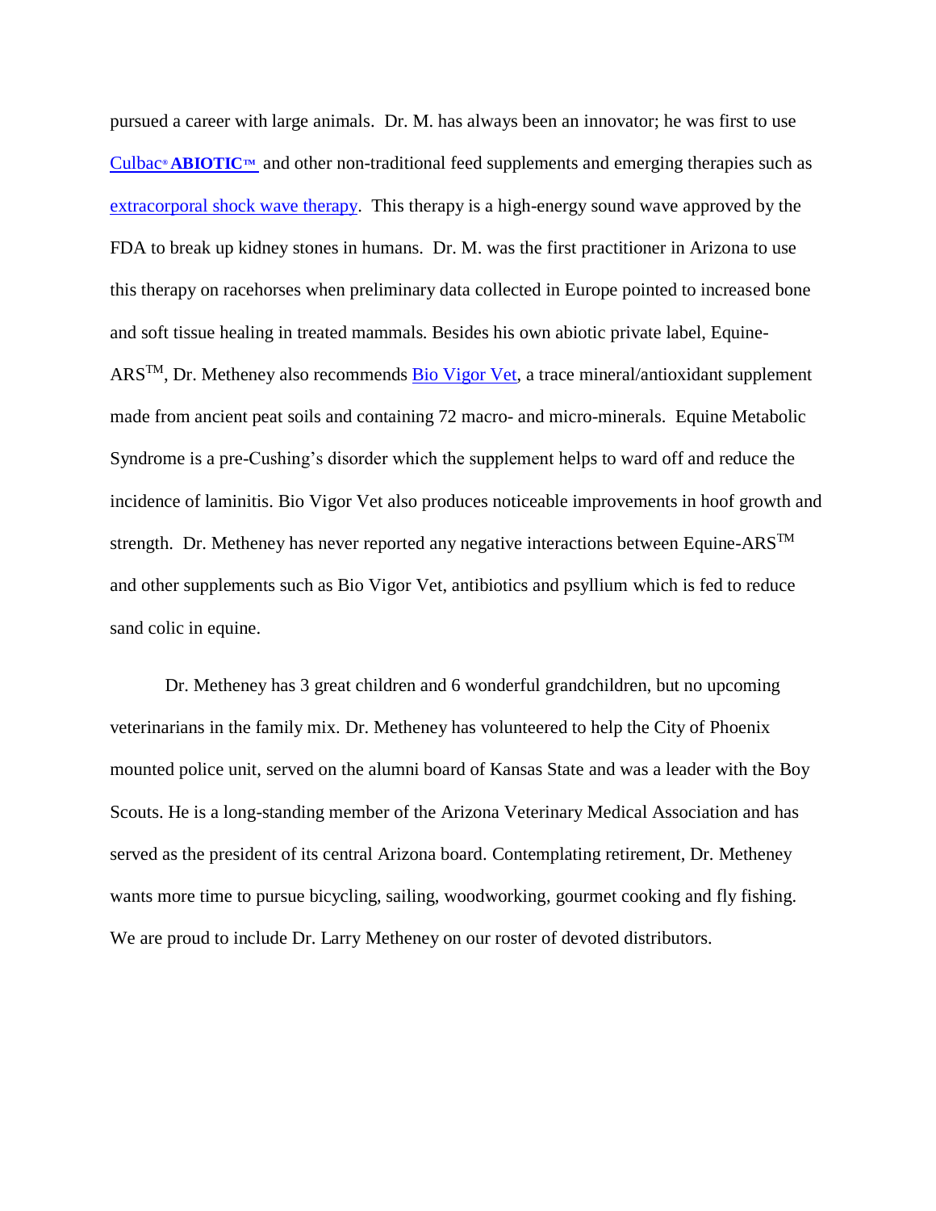pursued a career with large animals. Dr. M. has always been an innovator; he was first to use Culbac® **ABIOTIC™** and other non-traditional feed supplements and emerging therapies such as extracorporeal shock wave therapy. This therapy is a high-energy sound wave approved by the FDA to break up kidney stones in humans. Dr. M. was the first practitioner in Arizona to use this therapy on racehorses when preliminary data collected in Europe pointed to increased bone and soft tissue healing in treated mammals. Besides his own abiotic private label, Equine-ARS™, Dr. Metheney also recommends Bio Vigor Vet, a trace mineral/antioxidant supplement made from ancient peat soils and containing 72 macro- and micro-minerals. Equine Metabolic Syndrome is a pre-Cushing's disorder which the supplement helps to ward off and reduce the incidence of laminitis. Bio Vigor Vet also produces noticeable improvements in hoof growth and strength. Dr. Metheney has never reported any negative interactions between Equine-ARS™ and other supplements such as Bio Vigor Vet, antibiotics and psyllium which is fed to reduce sand colic in equine.

Dr. Metheney has 3 great children and 6 wonderful grandchildren, but no upcoming veterinarians in the family mix. Dr. Metheney has volunteered to help the City of Phoenix mounted police unit, served on the alumni board of Kansas State and was a leader with the Boy Scouts. He is a long-standing member of the Arizona Veterinary Medical Association and has served as the president of its central Arizona board. Contemplating retirement, Dr. Metheney wants more time to pursue bicycling, sailing, woodworking, gourmet cooking and fly fishing. We are proud to include Dr. Larry Metheney on our roster of devoted distributors.